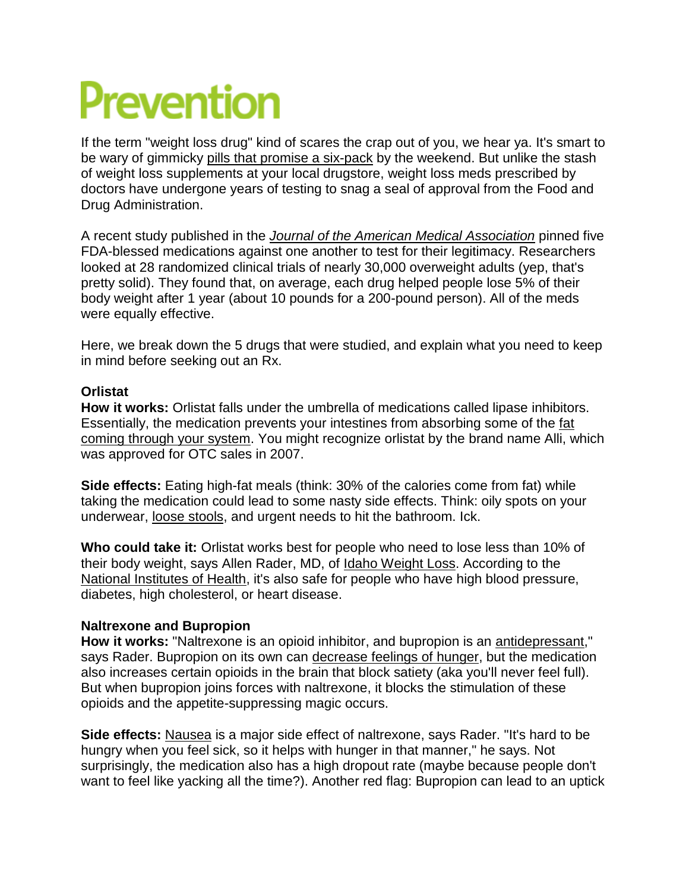# Prevention

If the term "weight loss drug" kind of scares the crap out of you, we hear ya. It's smart to be wary of gimmicky pills that promise a six-pack by the weekend. But unlike the stash of weight loss supplements at your local drugstore, weight loss meds prescribed by doctors have undergone years of testing to snag a seal of approval from the Food and Drug Administration.

A recent study published in the *Journal of the American Medical Association* pinned five FDA-blessed medications against one another to test for their legitimacy. Researchers looked at 28 randomized clinical trials of nearly 30,000 overweight adults (yep, that's pretty solid). They found that, on average, each drug helped people lose 5% of their body weight after 1 year (about 10 pounds for a 200-pound person). All of the meds were equally effective.

Here, we break down the 5 drugs that were studied, and explain what you need to keep in mind before seeking out an Rx.

**Orlistat**

**How it works:** Orlistat falls under the umbrella of medications called lipase inhibitors. Essentially, the medication prevents your intestines from absorbing some of the fat coming through your system. You might recognize orlistat by the brand name Alli, which was approved for OTC sales in 2007.

**Side effects:** Eating high-fat meals (think: 30% of the calories come from fat) while taking the medication could lead to some nasty side effects. Think: oily spots on your underwear, loose stools, and urgent needs to hit the bathroom. Ick.

**Who could take it:** Orlistat works best for people who need to lose less than 10% of their body weight, says Allen Rader, MD, of Idaho Weight Loss. According to the National Institutes of Health, it's also safe for people who have high blood pressure, diabetes, high cholesterol, or heart disease.

**Naltrexone and Bupropion**

**How it works:** "Naltrexone is an opioid inhibitor, and bupropion is an antidepressant," says Rader. Bupropion on its own can decrease feelings of hunger, but the medication also increases certain opioids in the brain that block satiety (aka you'll never feel full). But when bupropion joins forces with naltrexone, it blocks the stimulation of these opioids and the appetite-suppressing magic occurs.

**Side effects:** Nausea is a major side effect of naltrexone, says Rader. "It's hard to be hungry when you feel sick, so it helps with hunger in that manner," he says. Not surprisingly, the medication also has a high dropout rate (maybe because people don't want to feel like yacking all the time?). Another red flag: Bupropion can lead to an uptick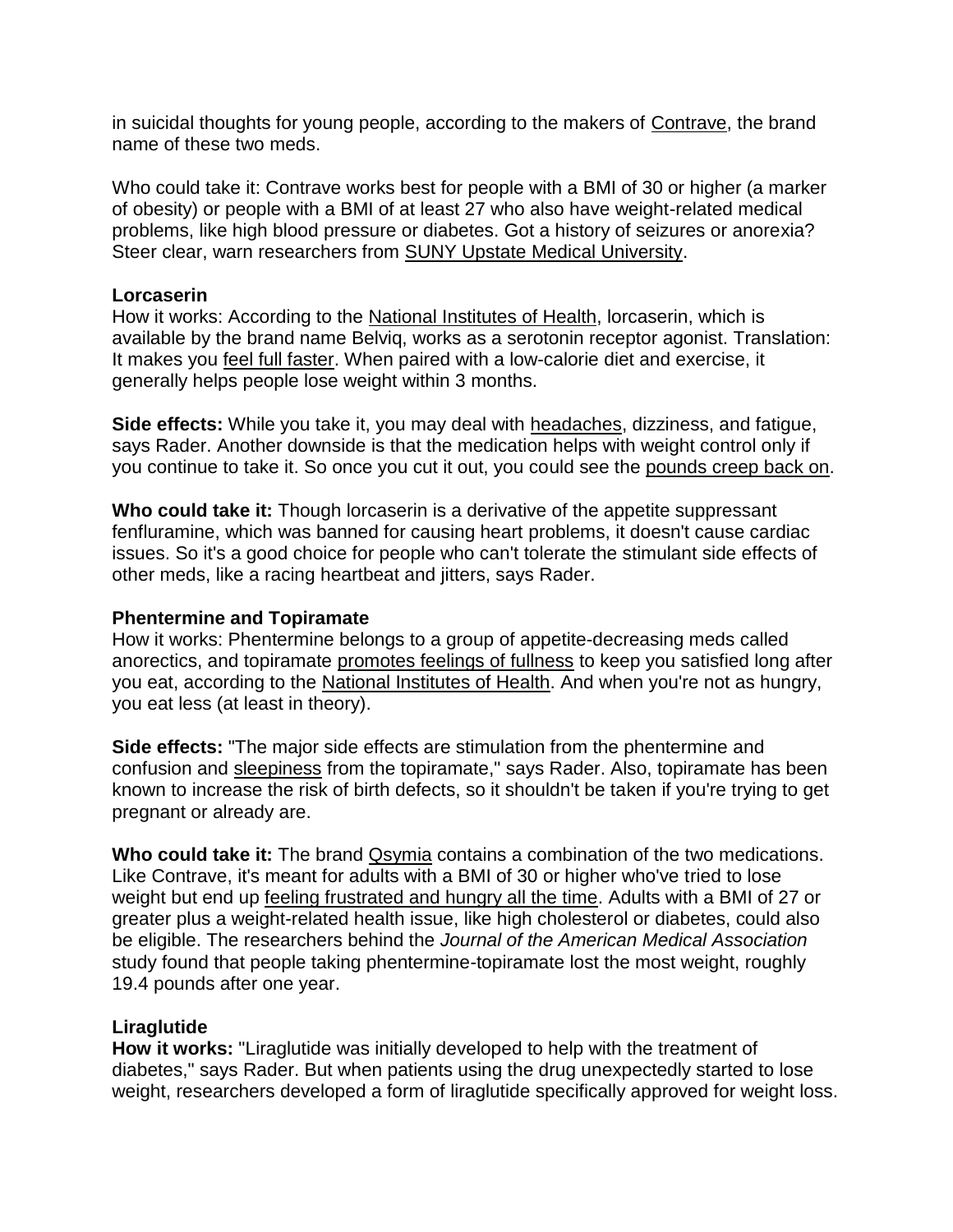in suicidal thoughts for young people, according to the makers of Contrave, the brand name of these two meds.

Who could take it: Contrave works best for people with a BMI of 30 or higher (a marker of obesity) or people with a BMI of at least 27 who also have weight-related medical problems, like high blood pressure or diabetes. Got a history of seizures or anorexia? Steer clear, warn researchers from SUNY Upstate Medical University.

**Lorcaserin**

How it works: According to the National Institutes of Health, lorcaserin, which is available by the brand name Belviq, works as a serotonin receptor agonist. Translation: It makes you feel full faster. When paired with a low-calorie diet and exercise, it generally helps people lose weight within 3 months.

**Side effects:** While you take it, you may deal with headaches, dizziness, and fatigue, says Rader. Another downside is that the medication helps with weight control only if you continue to take it. So once you cut it out, you could see the pounds creep back on.

**Who could take it:** Though lorcaserin is a derivative of the appetite suppressant fenfluramine, which was banned for causing heart problems, it doesn't cause cardiac issues. So it's a good choice for people who can't tolerate the stimulant side effects of other meds, like a racing heartbeat and jitters, says Rader.

**Phentermine and Topiramate**

How it works: Phentermine belongs to a group of appetite-decreasing meds called anorectics, and topiramate promotes feelings of fullness to keep you satisfied long after you eat, according to the National Institutes of Health. And when you're not as hungry, you eat less (at least in theory).

**Side effects:** "The major side effects are stimulation from the phentermine and confusion and sleepiness from the topiramate," says Rader. Also, topiramate has been known to increase the risk of birth defects, so it shouldn't be taken if you're trying to get pregnant or already are.

**Who could take it:** The brand Qsymia contains a combination of the two medications. Like Contrave, it's meant for adults with a BMI of 30 or higher who've tried to lose weight but end up feeling frustrated and hungry all the time. Adults with a BMI of 27 or greater plus a weight-related health issue, like high cholesterol or diabetes, could also be eligible. The researchers behind the *Journal of the American Medical Association* study found that people taking phentermine-topiramate lost the most weight, roughly 19.4 pounds after one year.

**Liraglutide**

**How it works:** "Liraglutide was initially developed to help with the treatment of diabetes," says Rader. But when patients using the drug unexpectedly started to lose weight, researchers developed a form of liraglutide specifically approved for weight loss.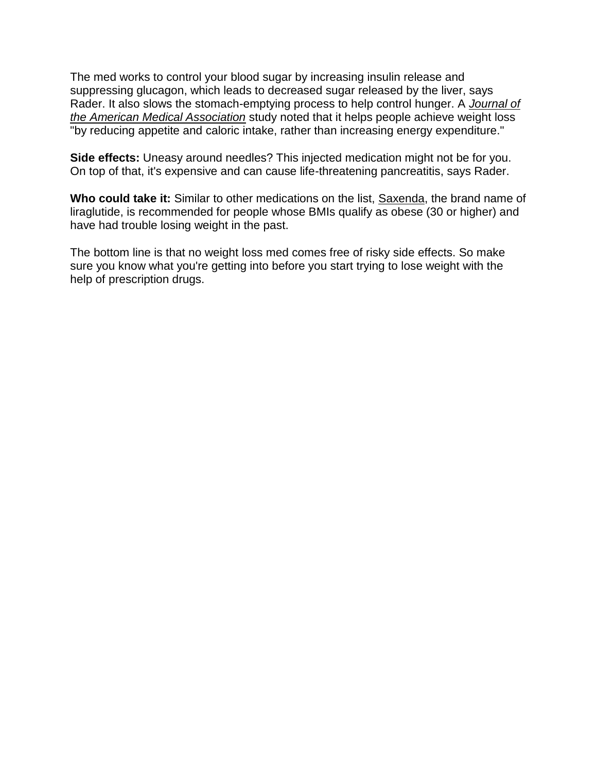The med works to control your blood sugar by increasing insulin release and suppressing glucagon, which leads to decreased sugar released by the liver, says Rader. It also slows the stomach-emptying process to help control hunger. A *Journal of the American Medical Association* study noted that it helps people achieve weight loss "by reducing appetite and caloric intake, rather than increasing energy expenditure."

**Side effects:** Uneasy around needles? This injected medication might not be for you. On top of that, it's expensive and can cause life-threatening pancreatitis, says Rader.

**Who could take it:** Similar to other medications on the list, Saxenda, the brand name of liraglutide, is recommended for people whose BMIs qualify as obese (30 or higher) and have had trouble losing weight in the past.

The bottom line is that no weight loss med comes free of risky side effects. So make sure you know what you're getting into before you start trying to lose weight with the help of prescription drugs.